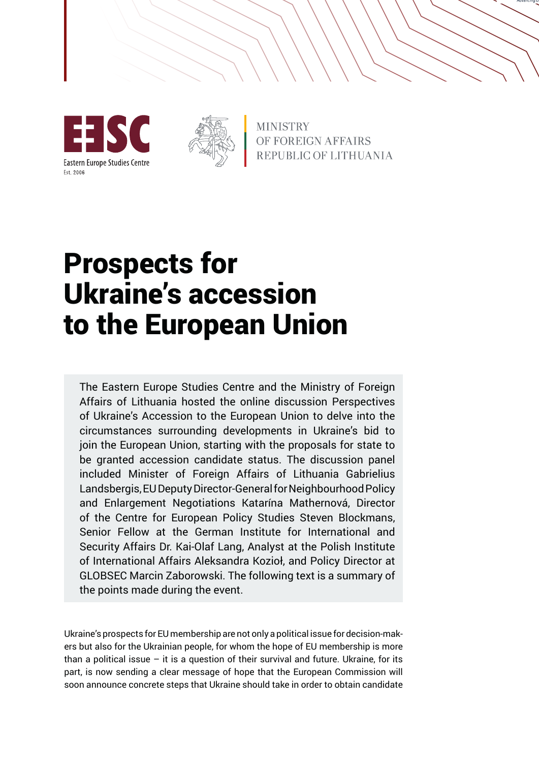EESC
Eastern Europe Studies Centre
Est. 2006

MINISTRY
OF FOREIGN AFFAIRS
REPUBLIC OF LITHUANIA

# Prospects for Ukraine's accession to the European Union

The Eastern Europe Studies Centre and the Ministry of Foreign Affairs of Lithuania hosted the online discussion Perspectives of Ukraine's Accession to the European Union to delve into the circumstances surrounding developments in Ukraine's bid to join the European Union, starting with the proposals for state to be granted accession candidate status. The discussion panel included Minister of Foreign Affairs of Lithuania Gabrielius Landsbergis, EU Deputy Director-General for Neighbourhood Policy and Enlargement Negotiations Katarína Mathernová, Director of the Centre for European Policy Studies Steven Blockmans, Senior Fellow at the German Institute for International and Security Affairs Dr. Kai-Olaf Lang, Analyst at the Polish Institute of International Affairs Aleksandra Kozioł, and Policy Director at GLOBSEC Marcin Zaborowski. The following text is a summary of the points made during the event.

Ukraine's prospects for EU membership are not only a political issue for decision-makers but also for the Ukrainian people, for whom the hope of EU membership is more than a political issue – it is a question of their survival and future. Ukraine, for its part, is now sending a clear message of hope that the European Commission will soon announce concrete steps that Ukraine should take in order to obtain candidate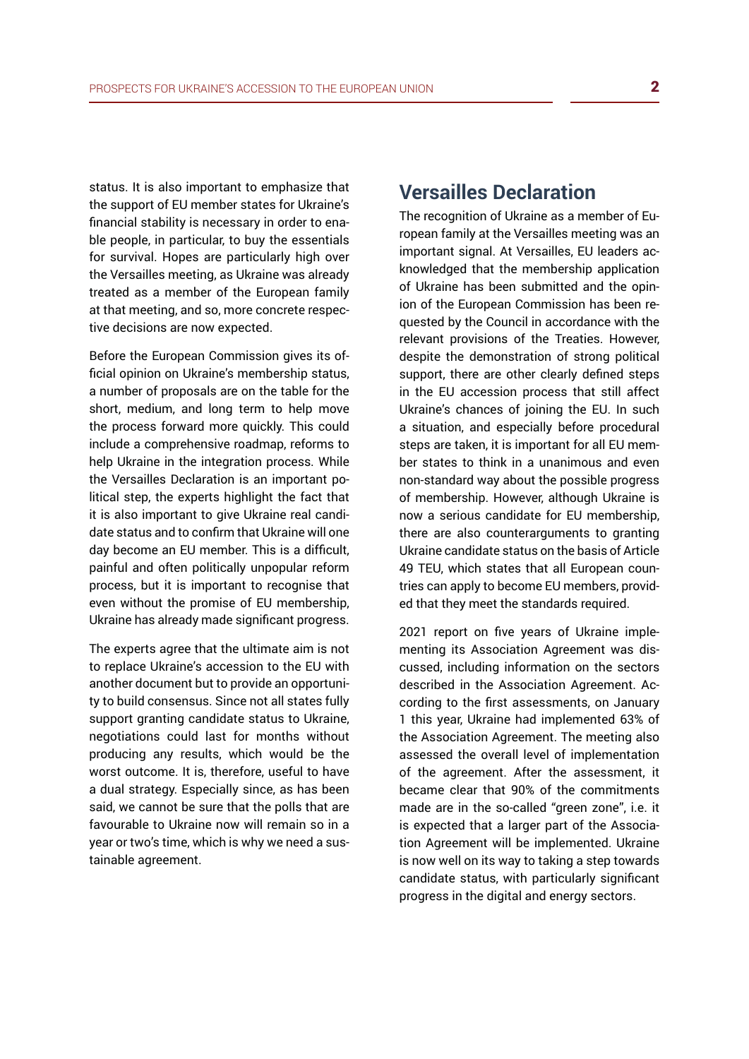status. It is also important to emphasize that the support of EU member states for Ukraine's financial stability is necessary in order to enable people, in particular, to buy the essentials for survival. Hopes are particularly high over the Versailles meeting, as Ukraine was already treated as a member of the European family at that meeting, and so, more concrete respective decisions are now expected.

Before the European Commission gives its official opinion on Ukraine's membership status, a number of proposals are on the table for the short, medium, and long term to help move the process forward more quickly. This could include a comprehensive roadmap, reforms to help Ukraine in the integration process. While the Versailles Declaration is an important political step, the experts highlight the fact that it is also important to give Ukraine real candidate status and to confirm that Ukraine will one day become an EU member. This is a difficult, painful and often politically unpopular reform process, but it is important to recognise that even without the promise of EU membership, Ukraine has already made significant progress.

The experts agree that the ultimate aim is not to replace Ukraine's accession to the EU with another document but to provide an opportunity to build consensus. Since not all states fully support granting candidate status to Ukraine, negotiations could last for months without producing any results, which would be the worst outcome. It is, therefore, useful to have a dual strategy. Especially since, as has been said, we cannot be sure that the polls that are favourable to Ukraine now will remain so in a year or two's time, which is why we need a sustainable agreement.

## Versailles Declaration

The recognition of Ukraine as a member of European family at the Versailles meeting was an important signal. At Versailles, EU leaders acknowledged that the membership application of Ukraine has been submitted and the opinion of the European Commission has been requested by the Council in accordance with the relevant provisions of the Treaties. However, despite the demonstration of strong political support, there are other clearly defined steps in the EU accession process that still affect Ukraine's chances of joining the EU. In such a situation, and especially before procedural steps are taken, it is important for all EU member states to think in a unanimous and even non-standard way about the possible progress of membership. However, although Ukraine is now a serious candidate for EU membership, there are also counterarguments to granting Ukraine candidate status on the basis of Article 49 TEU, which states that all European countries can apply to become EU members, provided that they meet the standards required.

2021 report on five years of Ukraine implementing its Association Agreement was discussed, including information on the sectors described in the Association Agreement. According to the first assessments, on January 1 this year, Ukraine had implemented 63% of the Association Agreement. The meeting also assessed the overall level of implementation of the agreement. After the assessment, it became clear that 90% of the commitments made are in the so-called "green zone", i.e. it is expected that a larger part of the Association Agreement will be implemented. Ukraine is now well on its way to taking a step towards candidate status, with particularly significant progress in the digital and energy sectors.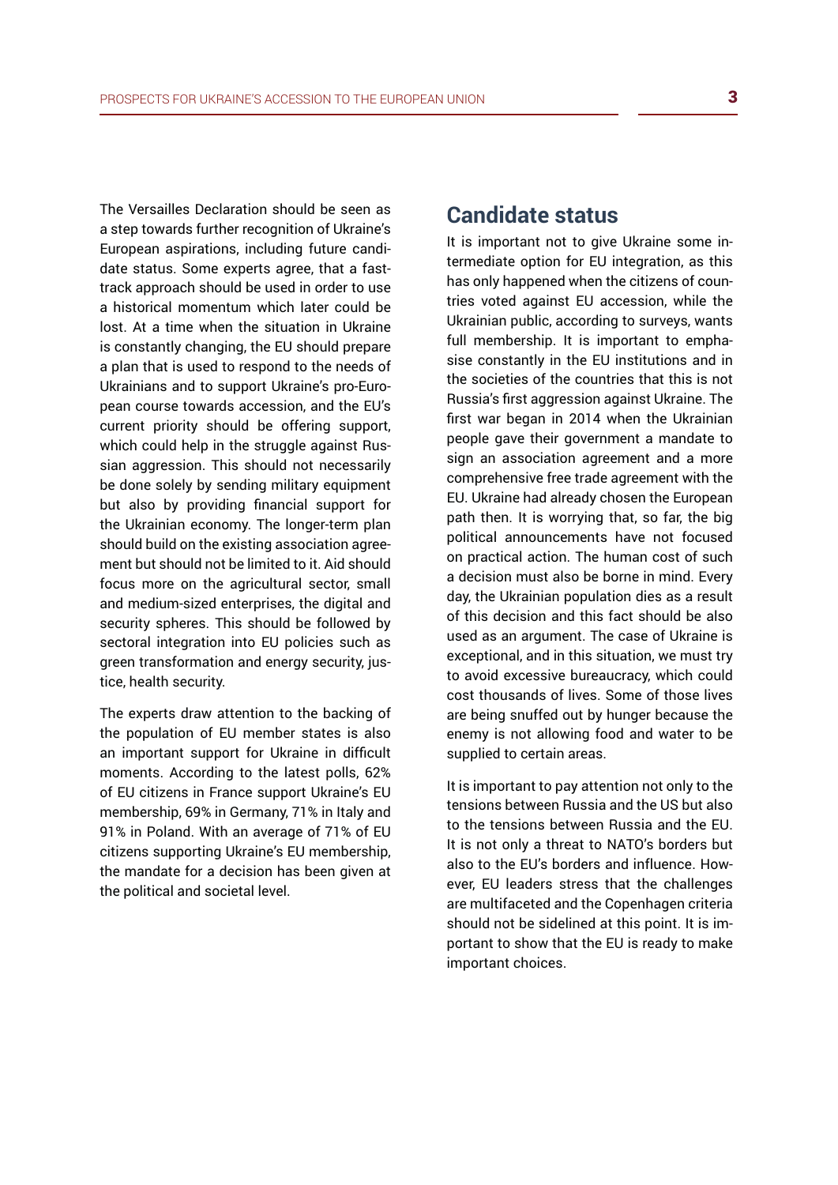The Versailles Declaration should be seen as a step towards further recognition of Ukraine's European aspirations, including future candidate status. Some experts agree, that a fast-track approach should be used in order to use a historical momentum which later could be lost. At a time when the situation in Ukraine is constantly changing, the EU should prepare a plan that is used to respond to the needs of Ukrainians and to support Ukraine's pro-European course towards accession, and the EU's current priority should be offering support, which could help in the struggle against Russian aggression. This should not necessarily be done solely by sending military equipment but also by providing financial support for the Ukrainian economy. The longer-term plan should build on the existing association agreement but should not be limited to it. Aid should focus more on the agricultural sector, small and medium-sized enterprises, the digital and security spheres. This should be followed by sectoral integration into EU policies such as green transformation and energy security, justice, health security.

The experts draw attention to the backing of the population of EU member states is also an important support for Ukraine in difficult moments. According to the latest polls, 62% of EU citizens in France support Ukraine's EU membership, 69% in Germany, 71% in Italy and 91% in Poland. With an average of 71% of EU citizens supporting Ukraine's EU membership, the mandate for a decision has been given at the political and societal level.

## Candidate status

It is important not to give Ukraine some intermediate option for EU integration, as this has only happened when the citizens of countries voted against EU accession, while the Ukrainian public, according to surveys, wants full membership. It is important to emphasise constantly in the EU institutions and in the societies of the countries that this is not Russia's first aggression against Ukraine. The first war began in 2014 when the Ukrainian people gave their government a mandate to sign an association agreement and a more comprehensive free trade agreement with the EU. Ukraine had already chosen the European path then. It is worrying that, so far, the big political announcements have not focused on practical action. The human cost of such a decision must also be borne in mind. Every day, the Ukrainian population dies as a result of this decision and this fact should be also used as an argument. The case of Ukraine is exceptional, and in this situation, we must try to avoid excessive bureaucracy, which could cost thousands of lives. Some of those lives are being snuffed out by hunger because the enemy is not allowing food and water to be supplied to certain areas.

It is important to pay attention not only to the tensions between Russia and the US but also to the tensions between Russia and the EU. It is not only a threat to NATO's borders but also to the EU's borders and influence. However, EU leaders stress that the challenges are multifaceted and the Copenhagen criteria should not be sidelined at this point. It is important to show that the EU is ready to make important choices.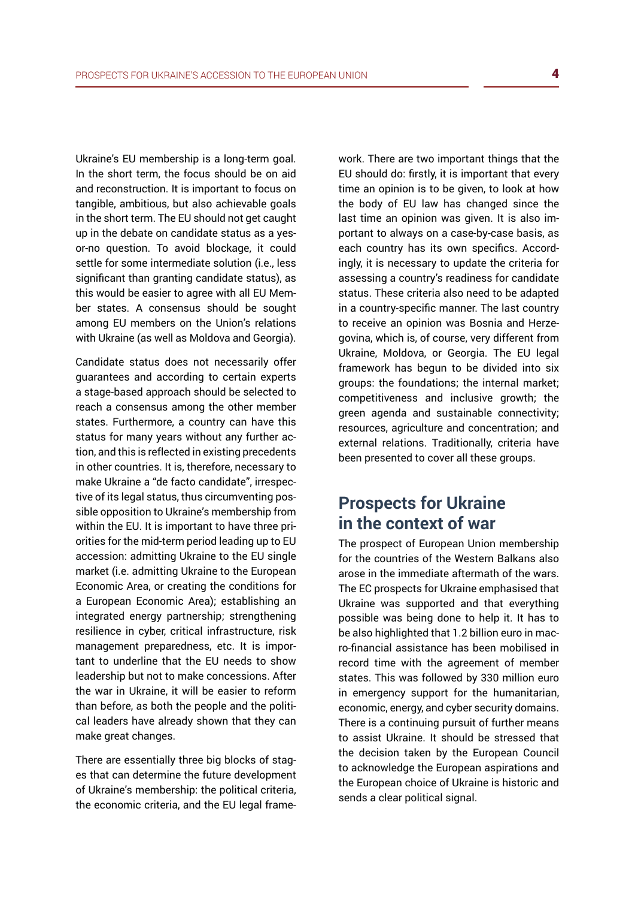Ukraine's EU membership is a long-term goal. In the short term, the focus should be on aid and reconstruction. It is important to focus on tangible, ambitious, but also achievable goals in the short term. The EU should not get caught up in the debate on candidate status as a yes-or-no question. To avoid blockage, it could settle for some intermediate solution (i.e., less significant than granting candidate status), as this would be easier to agree with all EU Member states. A consensus should be sought among EU members on the Union's relations with Ukraine (as well as Moldova and Georgia).

Candidate status does not necessarily offer guarantees and according to certain experts a stage-based approach should be selected to reach a consensus among the other member states. Furthermore, a country can have this status for many years without any further action, and this is reflected in existing precedents in other countries. It is, therefore, necessary to make Ukraine a "de facto candidate", irrespective of its legal status, thus circumventing possible opposition to Ukraine's membership from within the EU. It is important to have three priorities for the mid-term period leading up to EU accession: admitting Ukraine to the EU single market (i.e. admitting Ukraine to the European Economic Area, or creating the conditions for a European Economic Area); establishing an integrated energy partnership; strengthening resilience in cyber, critical infrastructure, risk management preparedness, etc. It is important to underline that the EU needs to show leadership but not to make concessions. After the war in Ukraine, it will be easier to reform than before, as both the people and the political leaders have already shown that they can make great changes.

There are essentially three big blocks of stages that can determine the future development of Ukraine's membership: the political criteria, the economic criteria, and the EU legal framework. There are two important things that the EU should do: firstly, it is important that every time an opinion is to be given, to look at how the body of EU law has changed since the last time an opinion was given. It is also important to always on a case-by-case basis, as each country has its own specifics. Accordingly, it is necessary to update the criteria for assessing a country's readiness for candidate status. These criteria also need to be adapted in a country-specific manner. The last country to receive an opinion was Bosnia and Herzegovina, which is, of course, very different from Ukraine, Moldova, or Georgia. The EU legal framework has begun to be divided into six groups: the foundations; the internal market; competitiveness and inclusive growth; the green agenda and sustainable connectivity; resources, agriculture and concentration; and external relations. Traditionally, criteria have been presented to cover all these groups.

## Prospects for Ukraine in the context of war

The prospect of European Union membership for the countries of the Western Balkans also arose in the immediate aftermath of the wars. The EC prospects for Ukraine emphasised that Ukraine was supported and that everything possible was being done to help it. It has to be also highlighted that 1.2 billion euro in macro-financial assistance has been mobilised in record time with the agreement of member states. This was followed by 330 million euro in emergency support for the humanitarian, economic, energy, and cyber security domains. There is a continuing pursuit of further means to assist Ukraine. It should be stressed that the decision taken by the European Council to acknowledge the European aspirations and the European choice of Ukraine is historic and sends a clear political signal.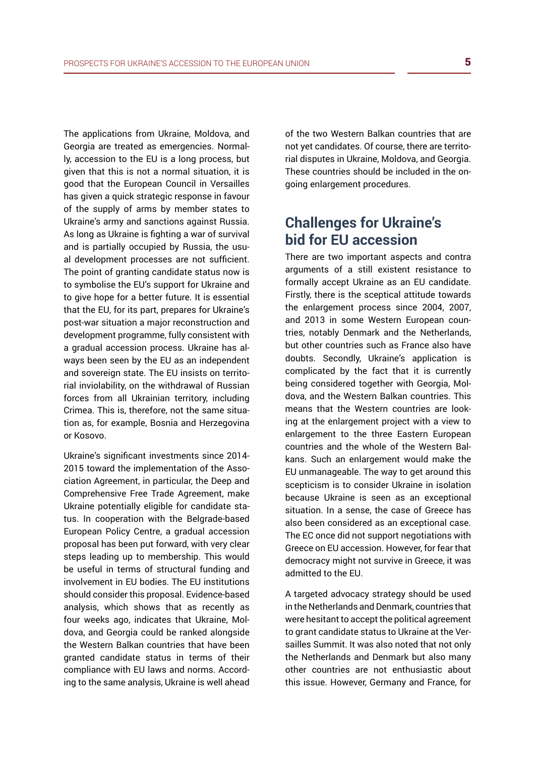The applications from Ukraine, Moldova, and Georgia are treated as emergencies. Normally, accession to the EU is a long process, but given that this is not a normal situation, it is good that the European Council in Versailles has given a quick strategic response in favour of the supply of arms by member states to Ukraine's army and sanctions against Russia. As long as Ukraine is fighting a war of survival and is partially occupied by Russia, the usual development processes are not sufficient. The point of granting candidate status now is to symbolise the EU's support for Ukraine and to give hope for a better future. It is essential that the EU, for its part, prepares for Ukraine's post-war situation a major reconstruction and development programme, fully consistent with a gradual accession process. Ukraine has always been seen by the EU as an independent and sovereign state. The EU insists on territorial inviolability, on the withdrawal of Russian forces from all Ukrainian territory, including Crimea. This is, therefore, not the same situation as, for example, Bosnia and Herzegovina or Kosovo.

Ukraine's significant investments since 2014-2015 toward the implementation of the Association Agreement, in particular, the Deep and Comprehensive Free Trade Agreement, make Ukraine potentially eligible for candidate status. In cooperation with the Belgrade-based European Policy Centre, a gradual accession proposal has been put forward, with very clear steps leading up to membership. This would be useful in terms of structural funding and involvement in EU bodies. The EU institutions should consider this proposal. Evidence-based analysis, which shows that as recently as four weeks ago, indicates that Ukraine, Moldova, and Georgia could be ranked alongside the Western Balkan countries that have been granted candidate status in terms of their compliance with EU laws and norms. According to the same analysis, Ukraine is well ahead of the two Western Balkan countries that are not yet candidates. Of course, there are territorial disputes in Ukraine, Moldova, and Georgia. These countries should be included in the ongoing enlargement procedures.

## Challenges for Ukraine's bid for EU accession

There are two important aspects and contra arguments of a still existent resistance to formally accept Ukraine as an EU candidate. Firstly, there is the sceptical attitude towards the enlargement process since 2004, 2007, and 2013 in some Western European countries, notably Denmark and the Netherlands, but other countries such as France also have doubts. Secondly, Ukraine's application is complicated by the fact that it is currently being considered together with Georgia, Moldova, and the Western Balkan countries. This means that the Western countries are looking at the enlargement project with a view to enlargement to the three Eastern European countries and the whole of the Western Balkans. Such an enlargement would make the EU unmanageable. The way to get around this scepticism is to consider Ukraine in isolation because Ukraine is seen as an exceptional situation. In a sense, the case of Greece has also been considered as an exceptional case. The EC once did not support negotiations with Greece on EU accession. However, for fear that democracy might not survive in Greece, it was admitted to the EU.

A targeted advocacy strategy should be used in the Netherlands and Denmark, countries that were hesitant to accept the political agreement to grant candidate status to Ukraine at the Versailles Summit. It was also noted that not only the Netherlands and Denmark but also many other countries are not enthusiastic about this issue. However, Germany and France, for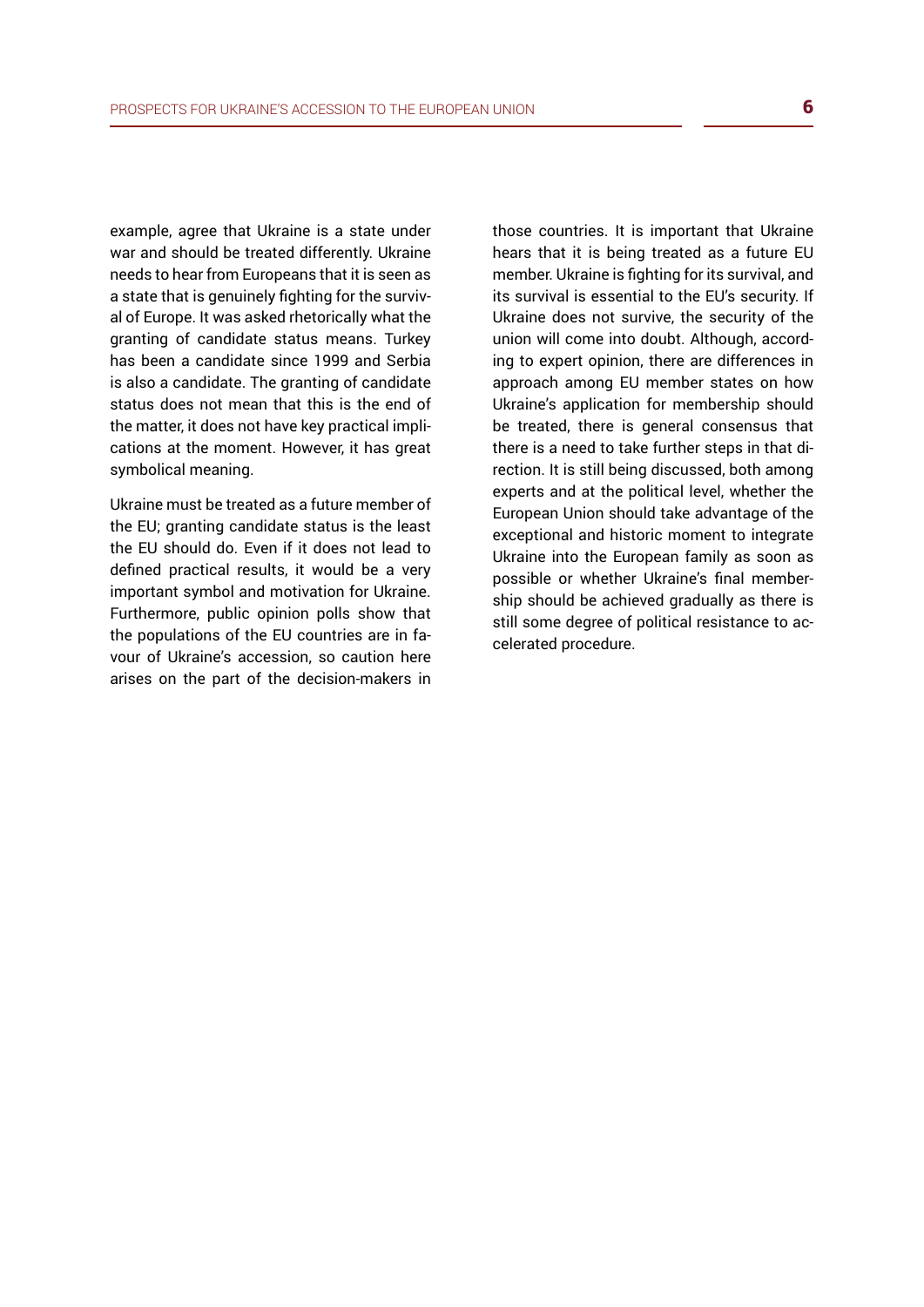example, agree that Ukraine is a state under war and should be treated differently. Ukraine needs to hear from Europeans that it is seen as a state that is genuinely fighting for the survival of Europe. It was asked rhetorically what the granting of candidate status means. Turkey has been a candidate since 1999 and Serbia is also a candidate. The granting of candidate status does not mean that this is the end of the matter, it does not have key practical implications at the moment. However, it has great symbolical meaning.

Ukraine must be treated as a future member of the EU; granting candidate status is the least the EU should do. Even if it does not lead to defined practical results, it would be a very important symbol and motivation for Ukraine. Furthermore, public opinion polls show that the populations of the EU countries are in favour of Ukraine's accession, so caution here arises on the part of the decision-makers in those countries. It is important that Ukraine hears that it is being treated as a future EU member. Ukraine is fighting for its survival, and its survival is essential to the EU's security. If Ukraine does not survive, the security of the union will come into doubt. Although, according to expert opinion, there are differences in approach among EU member states on how Ukraine's application for membership should be treated, there is general consensus that there is a need to take further steps in that direction. It is still being discussed, both among experts and at the political level, whether the European Union should take advantage of the exceptional and historic moment to integrate Ukraine into the European family as soon as possible or whether Ukraine's final membership should be achieved gradually as there is still some degree of political resistance to accelerated procedure.